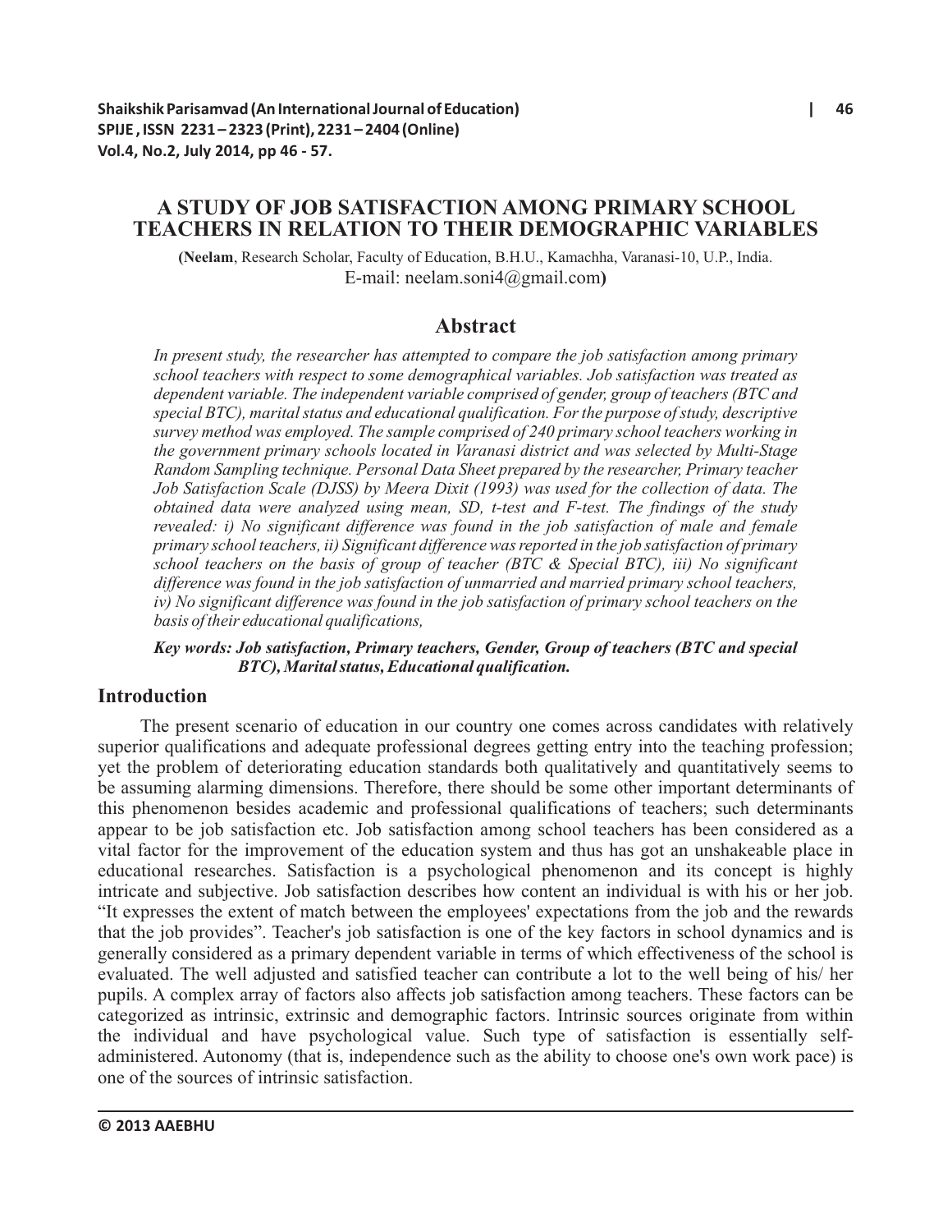# A STUDY OF JOB SATISFACTION AMONG PRIMARY SCHOOL TEACHERS IN RELATION TO THEIR DEMOGRAPHIC VARIABLES

(**Neelam**, Research Scholar, Faculty of Education, B.H.U., Kamachha, Varanasi-10, U.P., India.
E-mail: neelam.soni4@gmail.com)

## Abstract

*In present study, the researcher has attempted to compare the job satisfaction among primary school teachers with respect to some demographical variables. Job satisfaction was treated as dependent variable. The independent variable comprised of gender, group of teachers (BTC and special BTC), marital status and educational qualification. For the purpose of study, descriptive survey method was employed. The sample comprised of 240 primary school teachers working in the government primary schools located in Varanasi district and was selected by Multi-Stage Random Sampling technique. Personal Data Sheet prepared by the researcher, Primary teacher Job Satisfaction Scale (DJSS) by Meera Dixit (1993) was used for the collection of data. The obtained data were analyzed using mean, SD, t-test and F-test. The findings of the study revealed: i) No significant difference was found in the job satisfaction of male and female primary school teachers, ii) Significant difference was reported in the job satisfaction of primary school teachers on the basis of group of teacher (BTC & Special BTC), iii) No significant difference was found in the job satisfaction of unmarried and married primary school teachers, iv) No significant difference was found in the job satisfaction of primary school teachers on the basis of their educational qualifications,*

***Key words: Job satisfaction, Primary teachers, Gender, Group of teachers (BTC and special BTC), Marital status, Educational qualification.***

## Introduction

The present scenario of education in our country one comes across candidates with relatively superior qualifications and adequate professional degrees getting entry into the teaching profession; yet the problem of deteriorating education standards both qualitatively and quantitatively seems to be assuming alarming dimensions. Therefore, there should be some other important determinants of this phenomenon besides academic and professional qualifications of teachers; such determinants appear to be job satisfaction etc. Job satisfaction among school teachers has been considered as a vital factor for the improvement of the education system and thus has got an unshakeable place in educational researches. Satisfaction is a psychological phenomenon and its concept is highly intricate and subjective. Job satisfaction describes how content an individual is with his or her job. "It expresses the extent of match between the employees' expectations from the job and the rewards that the job provides". Teacher's job satisfaction is one of the key factors in school dynamics and is generally considered as a primary dependent variable in terms of which effectiveness of the school is evaluated. The well adjusted and satisfied teacher can contribute a lot to the well being of his/ her pupils. A complex array of factors also affects job satisfaction among teachers. These factors can be categorized as intrinsic, extrinsic and demographic factors. Intrinsic sources originate from within the individual and have psychological value. Such type of satisfaction is essentially self-administered. Autonomy (that is, independence such as the ability to choose one's own work pace) is one of the sources of intrinsic satisfaction.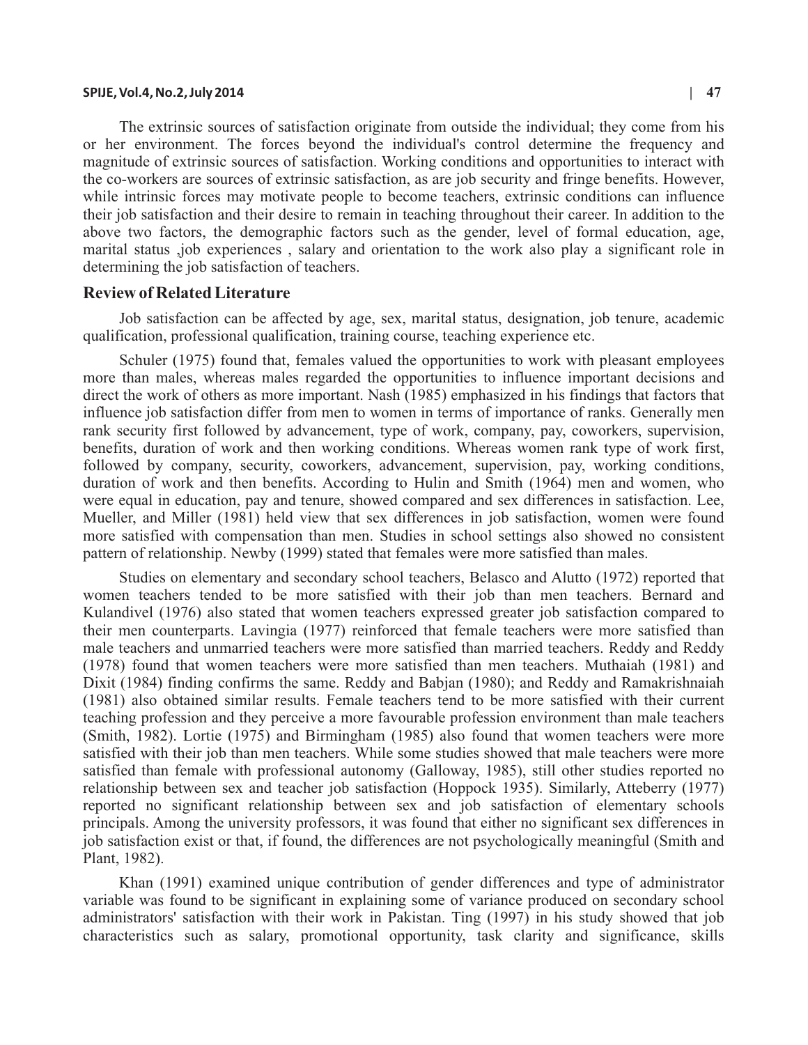The extrinsic sources of satisfaction originate from outside the individual; they come from his or her environment. The forces beyond the individual's control determine the frequency and magnitude of extrinsic sources of satisfaction. Working conditions and opportunities to interact with the co-workers are sources of extrinsic satisfaction, as are job security and fringe benefits. However, while intrinsic forces may motivate people to become teachers, extrinsic conditions can influence their job satisfaction and their desire to remain in teaching throughout their career. In addition to the above two factors, the demographic factors such as the gender, level of formal education, age, marital status ,job experiences , salary and orientation to the work also play a significant role in determining the job satisfaction of teachers.

## Review of Related Literature

Job satisfaction can be affected by age, sex, marital status, designation, job tenure, academic qualification, professional qualification, training course, teaching experience etc.

Schuler (1975) found that, females valued the opportunities to work with pleasant employees more than males, whereas males regarded the opportunities to influence important decisions and direct the work of others as more important. Nash (1985) emphasized in his findings that factors that influence job satisfaction differ from men to women in terms of importance of ranks. Generally men rank security first followed by advancement, type of work, company, pay, coworkers, supervision, benefits, duration of work and then working conditions. Whereas women rank type of work first, followed by company, security, coworkers, advancement, supervision, pay, working conditions, duration of work and then benefits. According to Hulin and Smith (1964) men and women, who were equal in education, pay and tenure, showed compared and sex differences in satisfaction. Lee, Mueller, and Miller (1981) held view that sex differences in job satisfaction, women were found more satisfied with compensation than men. Studies in school settings also showed no consistent pattern of relationship. Newby (1999) stated that females were more satisfied than males.

Studies on elementary and secondary school teachers, Belasco and Alutto (1972) reported that women teachers tended to be more satisfied with their job than men teachers. Bernard and Kulandivel (1976) also stated that women teachers expressed greater job satisfaction compared to their men counterparts. Lavingia (1977) reinforced that female teachers were more satisfied than male teachers and unmarried teachers were more satisfied than married teachers. Reddy and Reddy (1978) found that women teachers were more satisfied than men teachers. Muthaiah (1981) and Dixit (1984) finding confirms the same. Reddy and Babjan (1980); and Reddy and Ramakrishnaiah (1981) also obtained similar results. Female teachers tend to be more satisfied with their current teaching profession and they perceive a more favourable profession environment than male teachers (Smith, 1982). Lortie (1975) and Birmingham (1985) also found that women teachers were more satisfied with their job than men teachers. While some studies showed that male teachers were more satisfied than female with professional autonomy (Galloway, 1985), still other studies reported no relationship between sex and teacher job satisfaction (Hoppock 1935). Similarly, Atteberry (1977) reported no significant relationship between sex and job satisfaction of elementary schools principals. Among the university professors, it was found that either no significant sex differences in job satisfaction exist or that, if found, the differences are not psychologically meaningful (Smith and Plant, 1982).

Khan (1991) examined unique contribution of gender differences and type of administrator variable was found to be significant in explaining some of variance produced on secondary school administrators' satisfaction with their work in Pakistan. Ting (1997) in his study showed that job characteristics such as salary, promotional opportunity, task clarity and significance, skills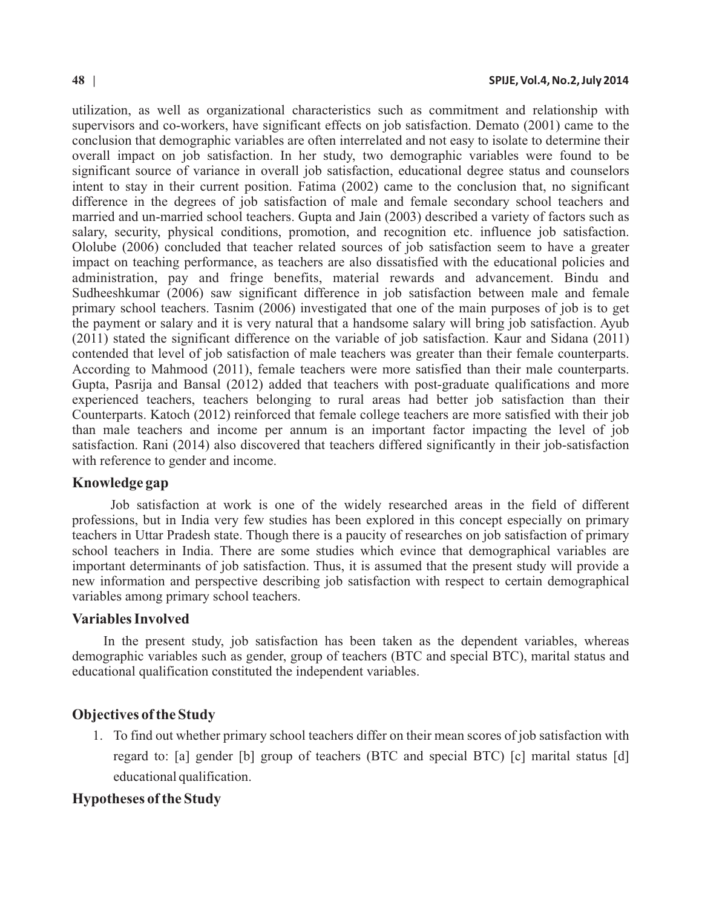utilization, as well as organizational characteristics such as commitment and relationship with supervisors and co-workers, have significant effects on job satisfaction. Demato (2001) came to the conclusion that demographic variables are often interrelated and not easy to isolate to determine their overall impact on job satisfaction. In her study, two demographic variables were found to be significant source of variance in overall job satisfaction, educational degree status and counselors intent to stay in their current position. Fatima (2002) came to the conclusion that, no significant difference in the degrees of job satisfaction of male and female secondary school teachers and married and un-married school teachers. Gupta and Jain (2003) described a variety of factors such as salary, security, physical conditions, promotion, and recognition etc. influence job satisfaction. Ololube (2006) concluded that teacher related sources of job satisfaction seem to have a greater impact on teaching performance, as teachers are also dissatisfied with the educational policies and administration, pay and fringe benefits, material rewards and advancement. Bindu and Sudheeshkumar (2006) saw significant difference in job satisfaction between male and female primary school teachers. Tasnim (2006) investigated that one of the main purposes of job is to get the payment or salary and it is very natural that a handsome salary will bring job satisfaction. Ayub (2011) stated the significant difference on the variable of job satisfaction. Kaur and Sidana (2011) contended that level of job satisfaction of male teachers was greater than their female counterparts. According to Mahmood (2011), female teachers were more satisfied than their male counterparts. Gupta, Pasrija and Bansal (2012) added that teachers with post-graduate qualifications and more experienced teachers, teachers belonging to rural areas had better job satisfaction than their Counterparts. Katoch (2012) reinforced that female college teachers are more satisfied with their job than male teachers and income per annum is an important factor impacting the level of job satisfaction. Rani (2014) also discovered that teachers differed significantly in their job-satisfaction with reference to gender and income.

## Knowledge gap

Job satisfaction at work is one of the widely researched areas in the field of different professions, but in India very few studies has been explored in this concept especially on primary teachers in Uttar Pradesh state. Though there is a paucity of researches on job satisfaction of primary school teachers in India. There are some studies which evince that demographical variables are important determinants of job satisfaction. Thus, it is assumed that the present study will provide a new information and perspective describing job satisfaction with respect to certain demographical variables among primary school teachers.

## Variables Involved

In the present study, job satisfaction has been taken as the dependent variables, whereas demographic variables such as gender, group of teachers (BTC and special BTC), marital status and educational qualification constituted the independent variables.

## Objectives of the Study

1. To find out whether primary school teachers differ on their mean scores of job satisfaction with regard to: [a] gender [b] group of teachers (BTC and special BTC) [c] marital status [d] educational qualification.

## Hypotheses of the Study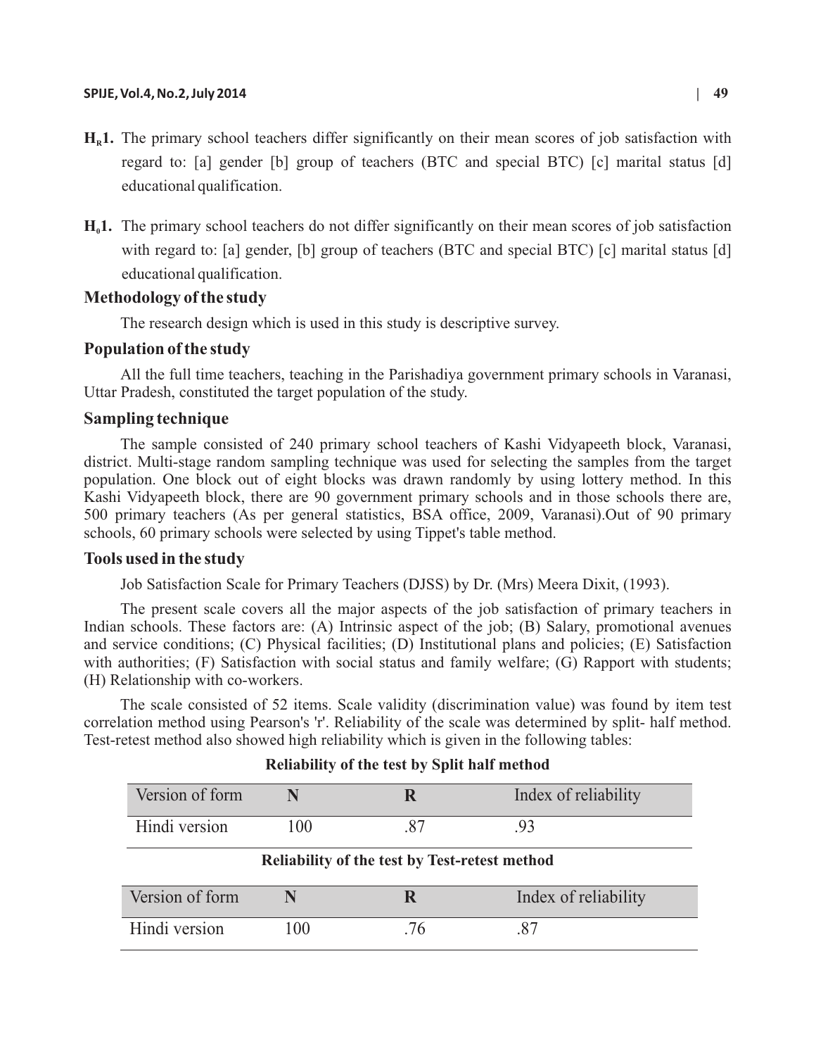**$H_R$1.** The primary school teachers differ significantly on their mean scores of job satisfaction with regard to: [a] gender [b] group of teachers (BTC and special BTC) [c] marital status [d] educational qualification.

**$H_0$1.** The primary school teachers do not differ significantly on their mean scores of job satisfaction with regard to: [a] gender, [b] group of teachers (BTC and special BTC) [c] marital status [d] educational qualification.

## Methodology of the study

The research design which is used in this study is descriptive survey.

## Population of the study

All the full time teachers, teaching in the Parishadiya government primary schools in Varanasi, Uttar Pradesh, constituted the target population of the study.

## Sampling technique

The sample consisted of 240 primary school teachers of Kashi Vidyapeeth block, Varanasi, district. Multi-stage random sampling technique was used for selecting the samples from the target population. One block out of eight blocks was drawn randomly by using lottery method. In this Kashi Vidyapeeth block, there are 90 government primary schools and in those schools there are, 500 primary teachers (As per general statistics, BSA office, 2009, Varanasi).Out of 90 primary schools, 60 primary schools were selected by using Tippet's table method.

## Tools used in the study

Job Satisfaction Scale for Primary Teachers (DJSS) by Dr. (Mrs) Meera Dixit, (1993).

The present scale covers all the major aspects of the job satisfaction of primary teachers in Indian schools. These factors are: (A) Intrinsic aspect of the job; (B) Salary, promotional avenues and service conditions; (C) Physical facilities; (D) Institutional plans and policies; (E) Satisfaction with authorities; (F) Satisfaction with social status and family welfare; (G) Rapport with students; (H) Relationship with co-workers.

The scale consisted of 52 items. Scale validity (discrimination value) was found by item test correlation method using Pearson's 'r'. Reliability of the scale was determined by split- half method. Test-retest method also showed high reliability which is given in the following tables:

**Reliability of the test by Split half method**

| Version of form | N | R | Index of reliability |
|---|---|---|---|
| Hindi version | 100 | .87 | .93 |

**Reliability of the test by Test-retest method**

| Version of form | N | R | Index of reliability |
|---|---|---|---|
| Hindi version | 100 | .76 | .87 |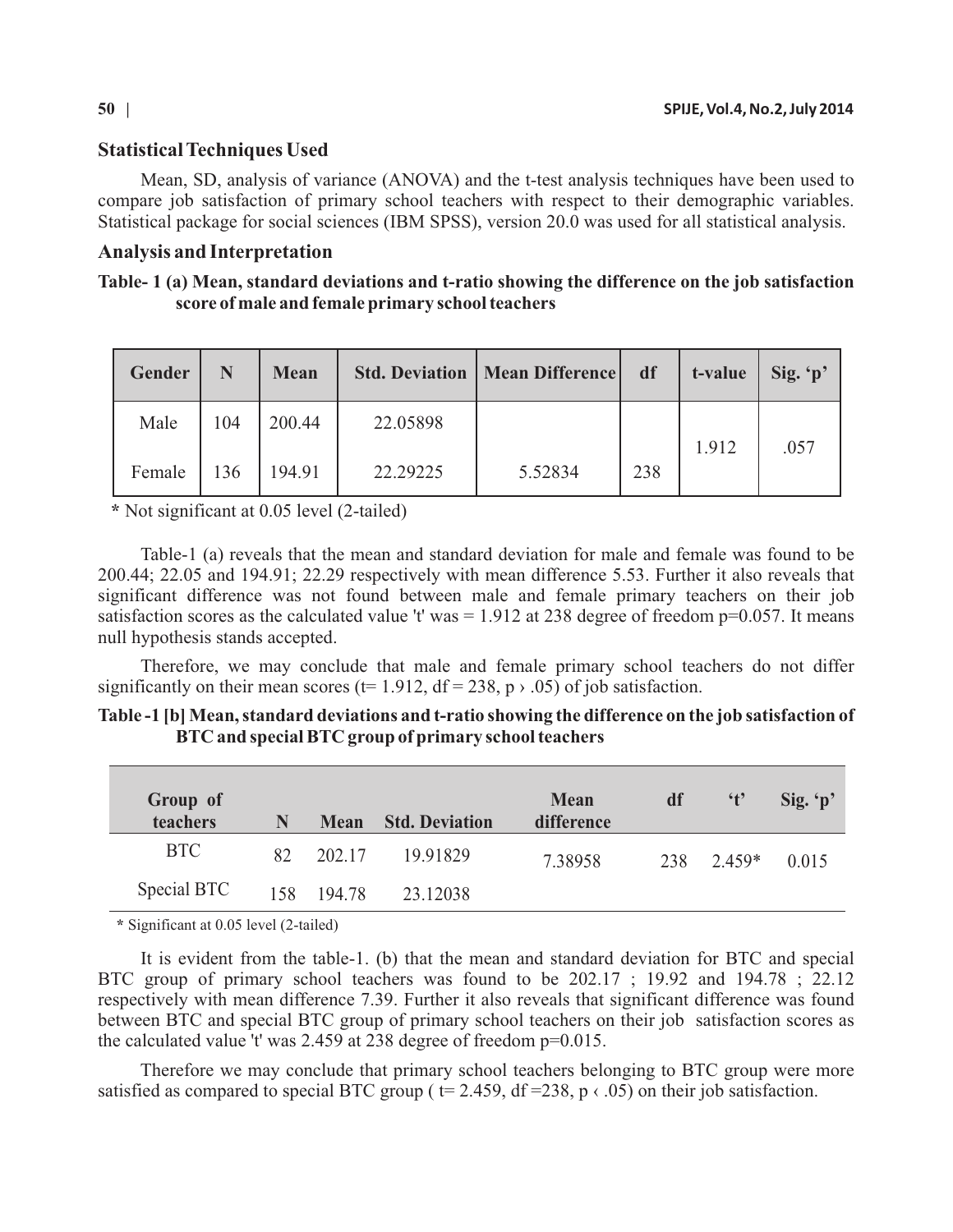## Statistical Techniques Used

Mean, SD, analysis of variance (ANOVA) and the t-test analysis techniques have been used to compare job satisfaction of primary school teachers with respect to their demographic variables. Statistical package for social sciences (IBM SPSS), version 20.0 was used for all statistical analysis.

## Analysis and Interpretation

**Table- 1 (a) Mean, standard deviations and t-ratio showing the difference on the job satisfaction score of male and female primary school teachers**

| Gender | N | Mean | Std. Deviation | Mean Difference | df | t-value | Sig. 'p' |
|---|---|---|---|---|---|---|---|
| Male | 104 | 200.44 | 22.05898 | | | 1.912 | .057 |
| Female | 136 | 194.91 | 22.29225 | 5.52834 | 238 | | |

**\*** Not significant at 0.05 level (2-tailed)

Table-1 (a) reveals that the mean and standard deviation for male and female was found to be 200.44; 22.05 and 194.91; 22.29 respectively with mean difference 5.53. Further it also reveals that significant difference was not found between male and female primary teachers on their job satisfaction scores as the calculated value 't' was = 1.912 at 238 degree of freedom p=0.057. It means null hypothesis stands accepted.

Therefore, we may conclude that male and female primary school teachers do not differ significantly on their mean scores (t= 1.912, df = 238, p › .05) of job satisfaction.

**Table -1 [b] Mean, standard deviations and t-ratio showing the difference on the job satisfaction of BTC and special BTC group of primary school teachers**

| Group of teachers | N | Mean | Std. Deviation | Mean difference | df | 't' | Sig. 'p' |
|---|---|---|---|---|---|---|---|
| BTC | 82 | 202.17 | 19.91829 | 7.38958 | 238 | 2.459* | 0.015 |
| Special BTC | 158 | 194.78 | 23.12038 | | | | |

**\*** Significant at 0.05 level (2-tailed)

It is evident from the table-1. (b) that the mean and standard deviation for BTC and special BTC group of primary school teachers was found to be 202.17 ; 19.92 and 194.78 ; 22.12 respectively with mean difference 7.39. Further it also reveals that significant difference was found between BTC and special BTC group of primary school teachers on their job satisfaction scores as the calculated value 't' was 2.459 at 238 degree of freedom p=0.015.

Therefore we may conclude that primary school teachers belonging to BTC group were more satisfied as compared to special BTC group ( t= 2.459, df =238, p ‹ .05) on their job satisfaction.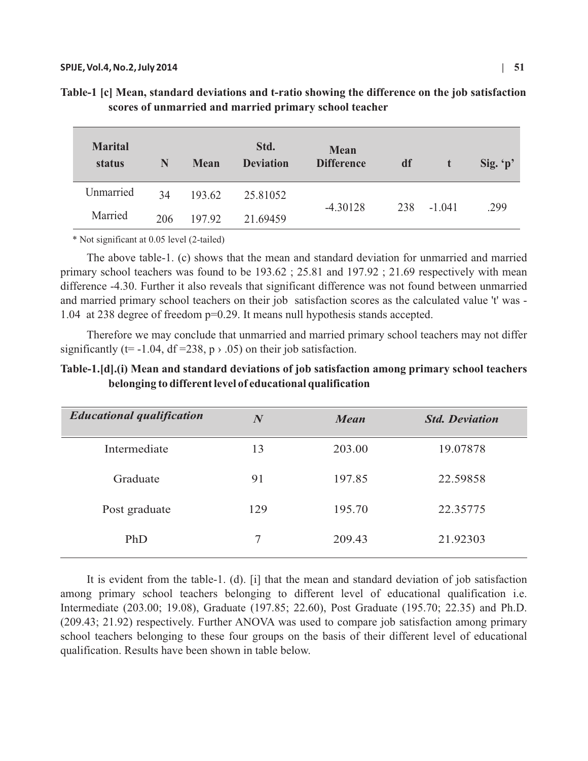**Table-1 [c] Mean, standard deviations and t-ratio showing the difference on the job satisfaction scores of unmarried and married primary school teacher**

| Marital status | N | Mean | Std. Deviation | Mean Difference | df | t | Sig. 'p' |
|---|---|---|---|---|---|---|---|
| Unmarried | 34 | 193.62 | 25.81052 | -4.30128 | 238 | -1.041 | .299 |
| Married | 206 | 197.92 | 21.69459 | | | | |

\* Not significant at 0.05 level (2-tailed)

The above table-1. (c) shows that the mean and standard deviation for unmarried and married primary school teachers was found to be 193.62 ; 25.81 and 197.92 ; 21.69 respectively with mean difference -4.30. Further it also reveals that significant difference was not found between unmarried and married primary school teachers on their job satisfaction scores as the calculated value 't' was -1.04 at 238 degree of freedom p=0.29. It means null hypothesis stands accepted.

Therefore we may conclude that unmarried and married primary school teachers may not differ significantly ($t= -1.04$, $df =238$, $p > .05$) on their job satisfaction.

**Table-1.[d].(i) Mean and standard deviations of job satisfaction among primary school teachers belonging to different level of educational qualification**

| *Educational qualification* | *N* | *Mean* | *Std. Deviation* |
|---|---|---|---|
| Intermediate | 13 | 203.00 | 19.07878 |
| Graduate | 91 | 197.85 | 22.59858 |
| Post graduate | 129 | 195.70 | 22.35775 |
| PhD | 7 | 209.43 | 21.92303 |

It is evident from the table-1. (d). [i] that the mean and standard deviation of job satisfaction among primary school teachers belonging to different level of educational qualification i.e. Intermediate (203.00; 19.08), Graduate (197.85; 22.60), Post Graduate (195.70; 22.35) and Ph.D. (209.43; 21.92) respectively. Further ANOVA was used to compare job satisfaction among primary school teachers belonging to these four groups on the basis of their different level of educational qualification. Results have been shown in table below.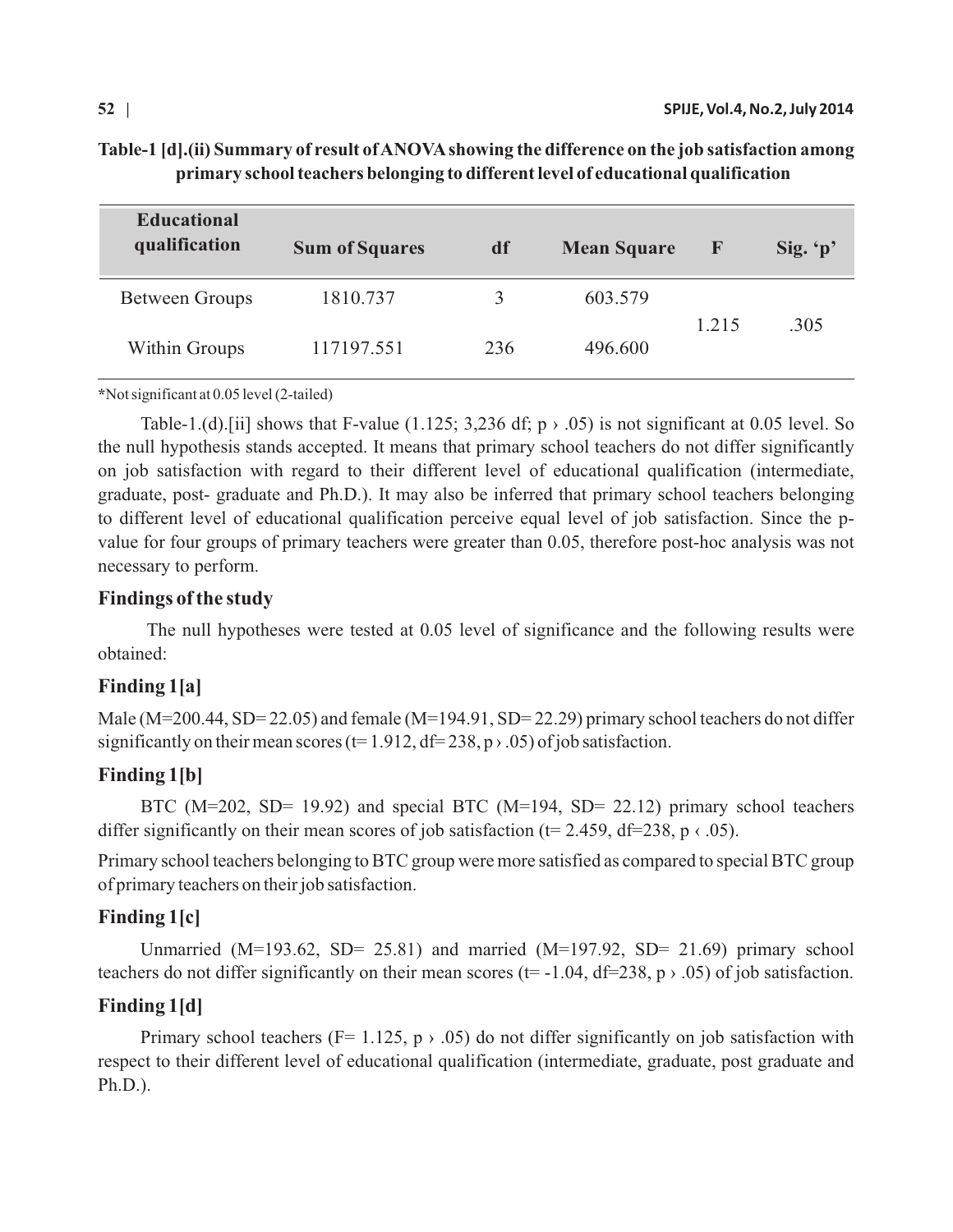**Table-1 [d].(ii) Summary of result of ANOVA showing the difference on the job satisfaction among primary school teachers belonging to different level of educational qualification**

| Educational qualification | Sum of Squares | df | Mean Square | F | Sig. 'p' |
|---|---|---|---|---|---|
| Between Groups | 1810.737 | 3 | 603.579 | 1.215 | .305 |
| Within Groups | 117197.551 | 236 | 496.600 | | |

*Not significant at 0.05 level (2-tailed)

Table-1.(d).[ii] shows that F-value (1.125; 3,236 df; $p > .05$) is not significant at 0.05 level. So the null hypothesis stands accepted. It means that primary school teachers do not differ significantly on job satisfaction with regard to their different level of educational qualification (intermediate, graduate, post- graduate and Ph.D.). It may also be inferred that primary school teachers belonging to different level of educational qualification perceive equal level of job satisfaction. Since the p-value for four groups of primary teachers were greater than 0.05, therefore post-hoc analysis was not necessary to perform.

## Findings of the study

The null hypotheses were tested at 0.05 level of significance and the following results were obtained:

### Finding 1[a]

Male (M=200.44, SD= 22.05) and female (M=194.91, SD= 22.29) primary school teachers do not differ significantly on their mean scores (t= 1.912, df= 238, $p > .05$) of job satisfaction.

### Finding 1[b]

BTC (M=202, SD= 19.92) and special BTC (M=194, SD= 22.12) primary school teachers differ significantly on their mean scores of job satisfaction (t= 2.459, df=238, $p < .05$).

Primary school teachers belonging to BTC group were more satisfied as compared to special BTC group of primary teachers on their job satisfaction.

### Finding 1[c]

Unmarried (M=193.62, SD= 25.81) and married (M=197.92, SD= 21.69) primary school teachers do not differ significantly on their mean scores (t= -1.04, df=238, $p > .05$) of job satisfaction.

### Finding 1[d]

Primary school teachers (F= 1.125, $p > .05$) do not differ significantly on job satisfaction with respect to their different level of educational qualification (intermediate, graduate, post graduate and Ph.D.).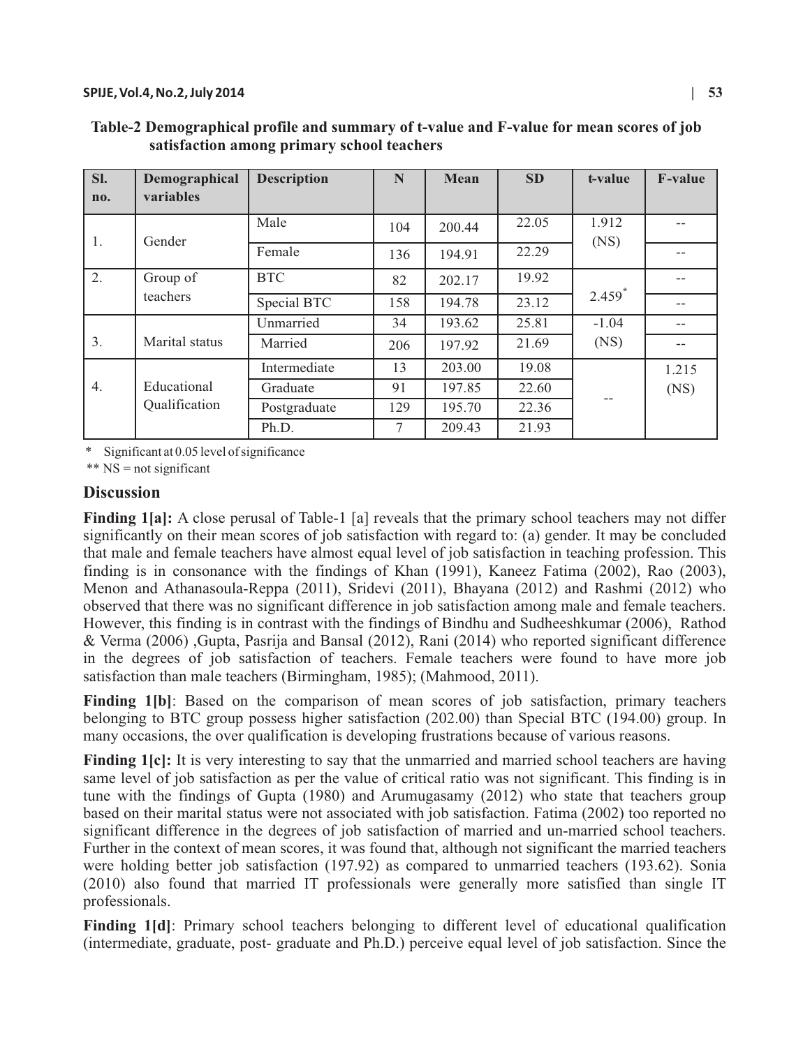**Table-2 Demographical profile and summary of t-value and F-value for mean scores of job satisfaction among primary school teachers**

| Sl. no. | Demographical variables | Description | N | Mean | SD | t-value | F-value |
|---|---|---|---|---|---|---|---|
| 1. | Gender | Male | 104 | 200.44 | 22.05 | 1.912 (NS) | -- |
| | | Female | 136 | 194.91 | 22.29 | | -- |
| 2. | Group of teachers | BTC | 82 | 202.17 | 19.92 | 2.459* | -- |
| | | Special BTC | 158 | 194.78 | 23.12 | | -- |
| 3. | Marital status | Unmarried | 34 | 193.62 | 25.81 | -1.04 (NS) | -- |
| | | Married | 206 | 197.92 | 21.69 | | -- |
| 4. | Educational Qualification | Intermediate | 13 | 203.00 | 19.08 | -- | 1.215 (NS) |
| | | Graduate | 91 | 197.85 | 22.60 | | |
| | | Postgraduate | 129 | 195.70 | 22.36 | | |
| | | Ph.D. | 7 | 209.43 | 21.93 | | |

\* Significant at 0.05 level of significance

** NS = not significant

## Discussion

**Finding 1[a]:** A close perusal of Table-1 [a] reveals that the primary school teachers may not differ significantly on their mean scores of job satisfaction with regard to: (a) gender. It may be concluded that male and female teachers have almost equal level of job satisfaction in teaching profession. This finding is in consonance with the findings of Khan (1991), Kaneez Fatima (2002), Rao (2003), Menon and Athanasoula-Reppa (2011), Sridevi (2011), Bhayana (2012) and Rashmi (2012) who observed that there was no significant difference in job satisfaction among male and female teachers. However, this finding is in contrast with the findings of Bindhu and Sudheeshkumar (2006), Rathod & Verma (2006) ,Gupta, Pasrija and Bansal (2012), Rani (2014) who reported significant difference in the degrees of job satisfaction of teachers. Female teachers were found to have more job satisfaction than male teachers (Birmingham, 1985); (Mahmood, 2011).

**Finding 1[b]**: Based on the comparison of mean scores of job satisfaction, primary teachers belonging to BTC group possess higher satisfaction (202.00) than Special BTC (194.00) group. In many occasions, the over qualification is developing frustrations because of various reasons.

**Finding 1[c]:** It is very interesting to say that the unmarried and married school teachers are having same level of job satisfaction as per the value of critical ratio was not significant. This finding is in tune with the findings of Gupta (1980) and Arumugasamy (2012) who state that teachers group based on their marital status were not associated with job satisfaction. Fatima (2002) too reported no significant difference in the degrees of job satisfaction of married and un-married school teachers. Further in the context of mean scores, it was found that, although not significant the married teachers were holding better job satisfaction (197.92) as compared to unmarried teachers (193.62). Sonia (2010) also found that married IT professionals were generally more satisfied than single IT professionals.

**Finding 1[d]**: Primary school teachers belonging to different level of educational qualification (intermediate, graduate, post- graduate and Ph.D.) perceive equal level of job satisfaction. Since the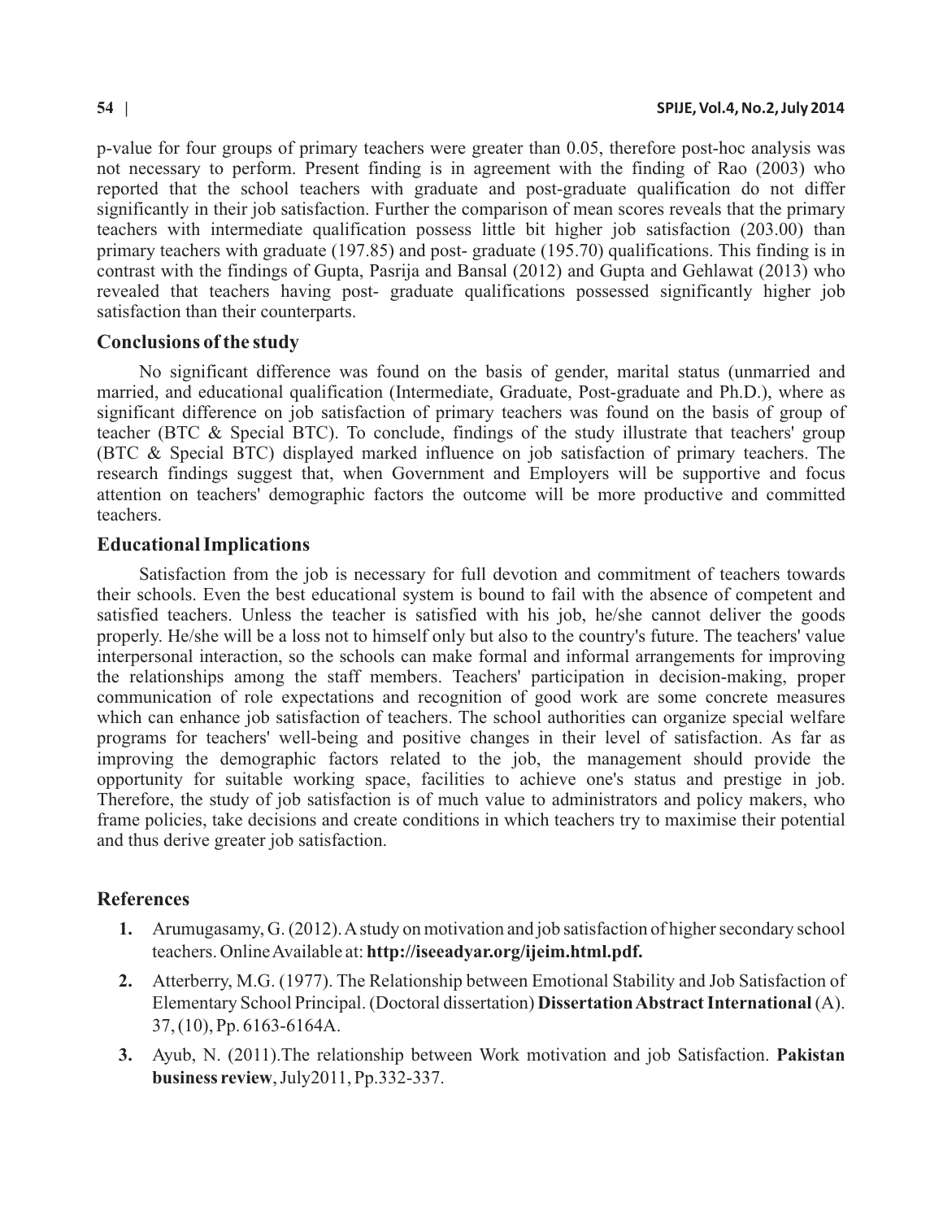p-value for four groups of primary teachers were greater than 0.05, therefore post-hoc analysis was not necessary to perform. Present finding is in agreement with the finding of Rao (2003) who reported that the school teachers with graduate and post-graduate qualification do not differ significantly in their job satisfaction. Further the comparison of mean scores reveals that the primary teachers with intermediate qualification possess little bit higher job satisfaction (203.00) than primary teachers with graduate (197.85) and post- graduate (195.70) qualifications. This finding is in contrast with the findings of Gupta, Pasrija and Bansal (2012) and Gupta and Gehlawat (2013) who revealed that teachers having post- graduate qualifications possessed significantly higher job satisfaction than their counterparts.

## Conclusions of the study

No significant difference was found on the basis of gender, marital status (unmarried and married, and educational qualification (Intermediate, Graduate, Post-graduate and Ph.D.), where as significant difference on job satisfaction of primary teachers was found on the basis of group of teacher (BTC & Special BTC). To conclude, findings of the study illustrate that teachers' group (BTC & Special BTC) displayed marked influence on job satisfaction of primary teachers. The research findings suggest that, when Government and Employers will be supportive and focus attention on teachers' demographic factors the outcome will be more productive and committed teachers.

## Educational Implications

Satisfaction from the job is necessary for full devotion and commitment of teachers towards their schools. Even the best educational system is bound to fail with the absence of competent and satisfied teachers. Unless the teacher is satisfied with his job, he/she cannot deliver the goods properly. He/she will be a loss not to himself only but also to the country's future. The teachers' value interpersonal interaction, so the schools can make formal and informal arrangements for improving the relationships among the staff members. Teachers' participation in decision-making, proper communication of role expectations and recognition of good work are some concrete measures which can enhance job satisfaction of teachers. The school authorities can organize special welfare programs for teachers' well-being and positive changes in their level of satisfaction. As far as improving the demographic factors related to the job, the management should provide the opportunity for suitable working space, facilities to achieve one's status and prestige in job. Therefore, the study of job satisfaction is of much value to administrators and policy makers, who frame policies, take decisions and create conditions in which teachers try to maximise their potential and thus derive greater job satisfaction.

## References

1. Arumugasamy, G. (2012). A study on motivation and job satisfaction of higher secondary school teachers. Online Available at: **http://iseeadyar.org/ijeim.html.pdf.**
2. Atterberry, M.G. (1977). The Relationship between Emotional Stability and Job Satisfaction of Elementary School Principal. (Doctoral dissertation) **Dissertation Abstract International** (A). 37, (10), Pp. 6163-6164A.
3. Ayub, N. (2011).The relationship between Work motivation and job Satisfaction. **Pakistan business review**, July2011, Pp.332-337.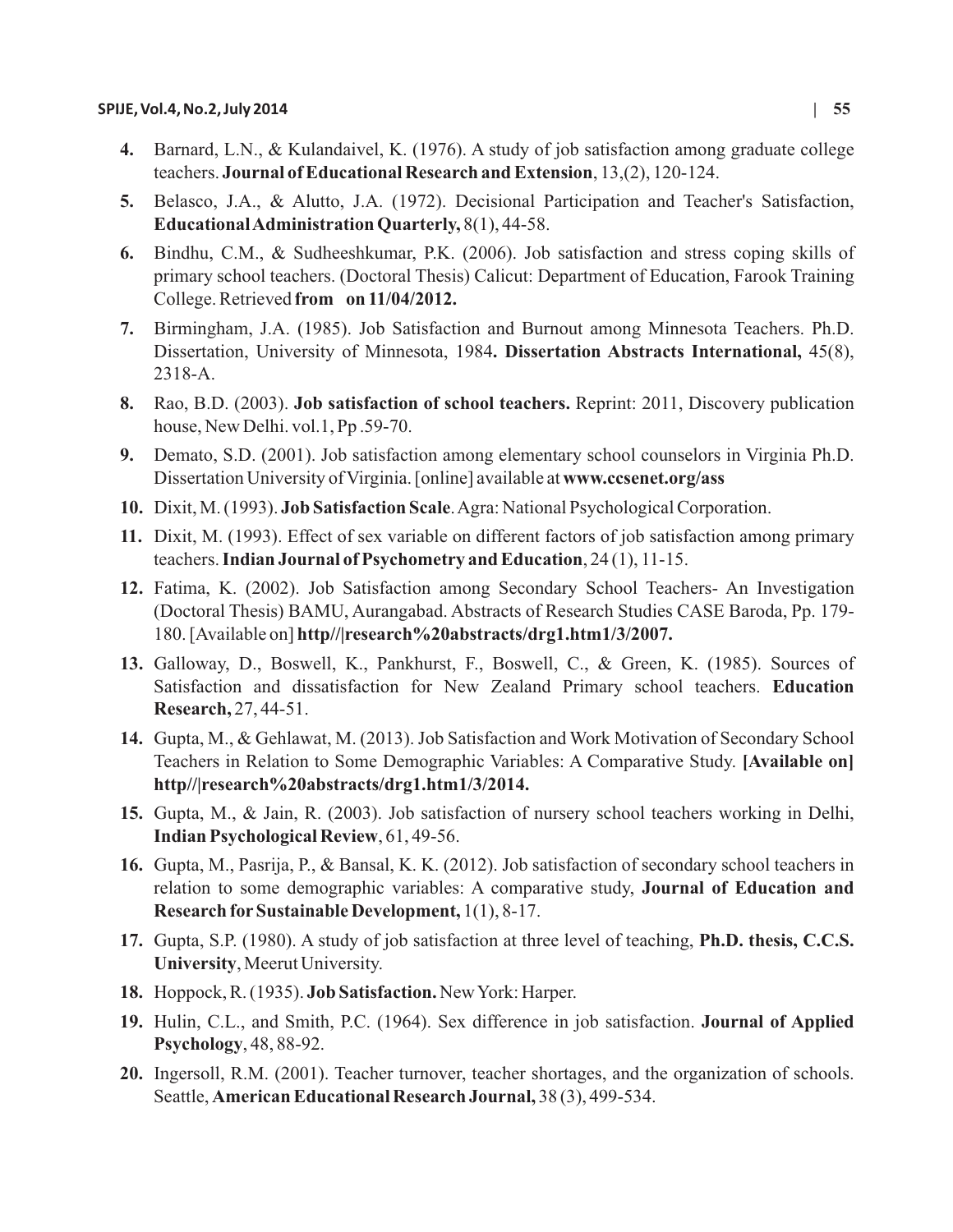4. Barnard, L.N., & Kulandaivel, K. (1976). A study of job satisfaction among graduate college teachers. **Journal of Educational Research and Extension**, 13,(2), 120-124.
5. Belasco, J.A., & Alutto, J.A. (1972). Decisional Participation and Teacher's Satisfaction, **Educational Administration Quarterly,** 8(1), 44-58.
6. Bindhu, C.M., & Sudheeshkumar, P.K. (2006). Job satisfaction and stress coping skills of primary school teachers. (Doctoral Thesis) Calicut: Department of Education, Farook Training College. Retrieved **from on 11/04/2012.**
7. Birmingham, J.A. (1985). Job Satisfaction and Burnout among Minnesota Teachers. Ph.D. Dissertation, University of Minnesota, 1984**. Dissertation Abstracts International,** 45(8), 2318-A.
8. Rao, B.D. (2003). **Job satisfaction of school teachers.** Reprint: 2011, Discovery publication house, New Delhi. vol.1, Pp .59-70.
9. Demato, S.D. (2001). Job satisfaction among elementary school counselors in Virginia Ph.D. Dissertation University of Virginia. [online] available at **www.ccsenet.org/ass**
10. Dixit, M. (1993). **Job Satisfaction Scale**. Agra: National Psychological Corporation.
11. Dixit, M. (1993). Effect of sex variable on different factors of job satisfaction among primary teachers. **Indian Journal of Psychometry and Education**, 24 (1), 11-15.
12. Fatima, K. (2002). Job Satisfaction among Secondary School Teachers- An Investigation (Doctoral Thesis) BAMU, Aurangabad. Abstracts of Research Studies CASE Baroda, Pp. 179-180. [Available on] **http//|research%20abstracts/drg1.htm1/3/2007.**
13. Galloway, D., Boswell, K., Pankhurst, F., Boswell, C., & Green, K. (1985). Sources of Satisfaction and dissatisfaction for New Zealand Primary school teachers. **Education Research,** 27, 44-51.
14. Gupta, M., & Gehlawat, M. (2013). Job Satisfaction and Work Motivation of Secondary School Teachers in Relation to Some Demographic Variables: A Comparative Study. **[Available on] http//|research%20abstracts/drg1.htm1/3/2014.**
15. Gupta, M., & Jain, R. (2003). Job satisfaction of nursery school teachers working in Delhi, **Indian Psychological Review**, 61, 49-56.
16. Gupta, M., Pasrija, P., & Bansal, K. K. (2012). Job satisfaction of secondary school teachers in relation to some demographic variables: A comparative study, **Journal of Education and Research for Sustainable Development,** 1(1), 8-17.
17. Gupta, S.P. (1980). A study of job satisfaction at three level of teaching, **Ph.D. thesis, C.C.S. University**, Meerut University.
18. Hoppock, R. (1935). **Job Satisfaction.** New York: Harper.
19. Hulin, C.L., and Smith, P.C. (1964). Sex difference in job satisfaction. **Journal of Applied Psychology**, 48, 88-92.
20. Ingersoll, R.M. (2001). Teacher turnover, teacher shortages, and the organization of schools. Seattle, **American Educational Research Journal,** 38 (3), 499-534.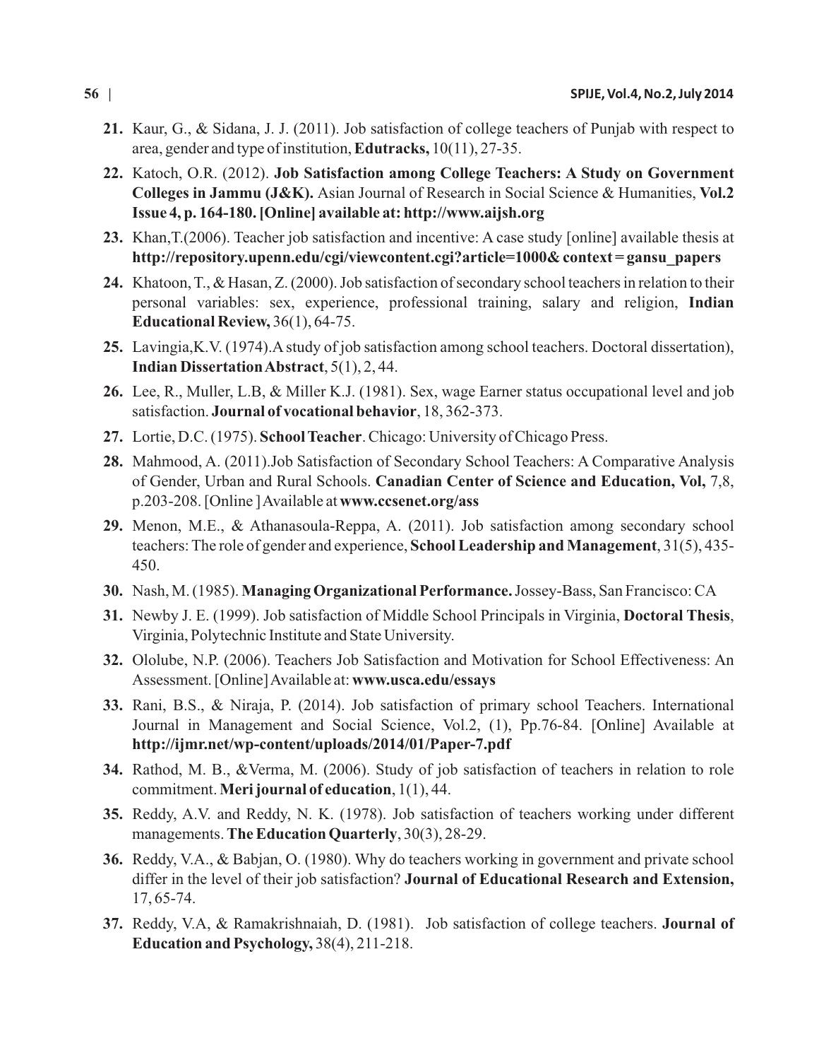21. Kaur, G., & Sidana, J. J. (2011). Job satisfaction of college teachers of Punjab with respect to area, gender and type of institution, **Edutracks,** 10(11), 27-35.

22. Katoch, O.R. (2012). **Job Satisfaction among College Teachers: A Study on Government Colleges in Jammu (J&K).** Asian Journal of Research in Social Science & Humanities, **Vol.2 Issue 4, p. 164-180. [Online] available at: http://www.aijsh.org**

23. Khan,T.(2006). Teacher job satisfaction and incentive: A case study [online] available thesis at **http://repository.upenn.edu/cgi/viewcontent.cgi?article=1000& context = gansu_papers**

24. Khatoon, T., & Hasan, Z. (2000). Job satisfaction of secondary school teachers in relation to their personal variables: sex, experience, professional training, salary and religion, **Indian Educational Review,** 36(1), 64-75.

25. Lavingia,K.V. (1974).A study of job satisfaction among school teachers. Doctoral dissertation), **Indian Dissertation Abstract**, 5(1), 2, 44.

26. Lee, R., Muller, L.B, & Miller K.J. (1981). Sex, wage Earner status occupational level and job satisfaction. **Journal of vocational behavior**, 18, 362-373.

27. Lortie, D.C. (1975). **School Teacher**. Chicago: University of Chicago Press.

28. Mahmood, A. (2011).Job Satisfaction of Secondary School Teachers: A Comparative Analysis of Gender, Urban and Rural Schools. **Canadian Center of Science and Education, Vol,** 7,8, p.203-208. [Online ] Available at **www.ccsenet.org/ass**

29. Menon, M.E., & Athanasoula-Reppa, A. (2011). Job satisfaction among secondary school teachers: The role of gender and experience, **School Leadership and Management**, 31(5), 435-450.

30. Nash, M. (1985). **Managing Organizational Performance.** Jossey-Bass, San Francisco: CA

31. Newby J. E. (1999). Job satisfaction of Middle School Principals in Virginia, **Doctoral Thesis**, Virginia, Polytechnic Institute and State University.

32. Ololube, N.P. (2006). Teachers Job Satisfaction and Motivation for School Effectiveness: An Assessment. [Online] Available at: **www.usca.edu/essays**

33. Rani, B.S., & Niraja, P. (2014). Job satisfaction of primary school Teachers. International Journal in Management and Social Science, Vol.2, (1), Pp.76-84. [Online] Available at **http://ijmr.net/wp-content/uploads/2014/01/Paper-7.pdf**

34. Rathod, M. B., &Verma, M. (2006). Study of job satisfaction of teachers in relation to role commitment. **Meri journal of education**, 1(1), 44.

35. Reddy, A.V. and Reddy, N. K. (1978). Job satisfaction of teachers working under different managements. **The Education Quarterly**, 30(3), 28-29.

36. Reddy, V.A., & Babjan, O. (1980). Why do teachers working in government and private school differ in the level of their job satisfaction? **Journal of Educational Research and Extension,** 17, 65-74.

37. Reddy, V.A, & Ramakrishnaiah, D. (1981). Job satisfaction of college teachers. **Journal of Education and Psychology,** 38(4), 211-218.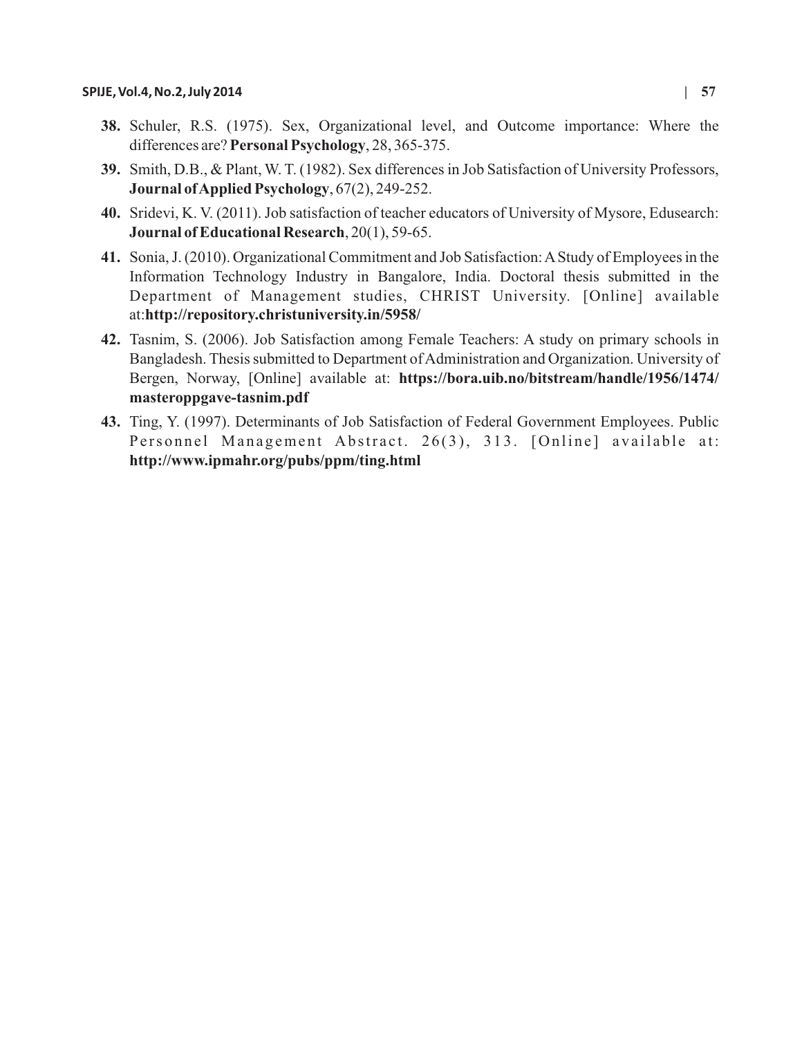**38.** Schuler, R.S. (1975). Sex, Organizational level, and Outcome importance: Where the differences are? **Personal Psychology**, 28, 365-375.

**39.** Smith, D.B., & Plant, W. T. (1982). Sex differences in Job Satisfaction of University Professors, **Journal of Applied Psychology**, 67(2), 249-252.

**40.** Sridevi, K. V. (2011). Job satisfaction of teacher educators of University of Mysore, Edusearch: **Journal of Educational Research**, 20(1), 59-65.

**41.** Sonia, J. (2010). Organizational Commitment and Job Satisfaction: A Study of Employees in the Information Technology Industry in Bangalore, India. Doctoral thesis submitted in the Department of Management studies, CHRIST University. [Online] available at:**http://repository.christuniversity.in/5958/**

**42.** Tasnim, S. (2006). Job Satisfaction among Female Teachers: A study on primary schools in Bangladesh. Thesis submitted to Department of Administration and Organization. University of Bergen, Norway, [Online] available at: **https://bora.uib.no/bitstream/handle/1956/1474/masteroppgave-tasnim.pdf**

**43.** Ting, Y. (1997). Determinants of Job Satisfaction of Federal Government Employees. Public Personnel Management Abstract. 26(3), 313. [Online] available at: **http://www.ipmahr.org/pubs/ppm/ting.html**